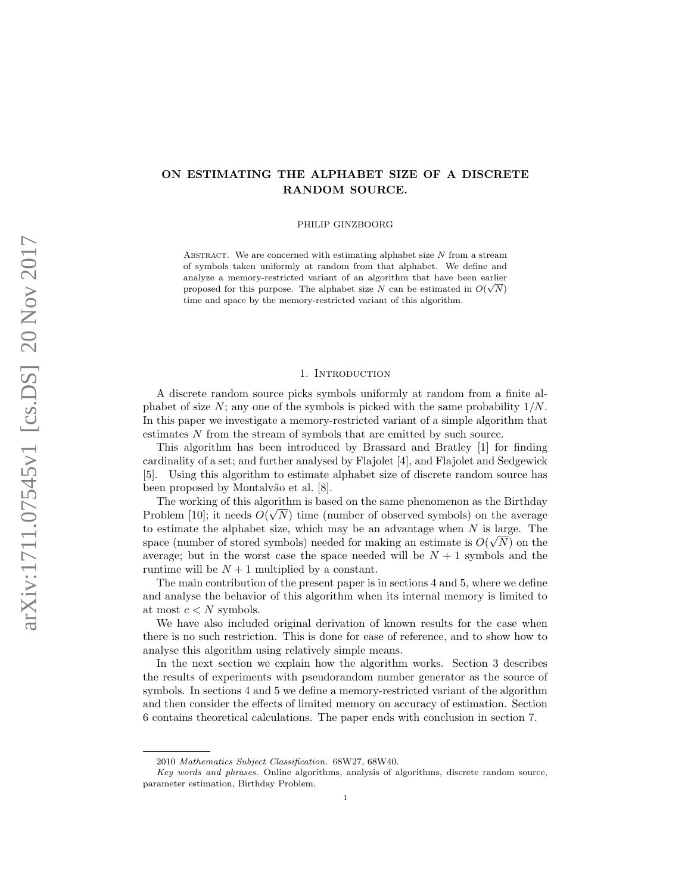# ON ESTIMATING THE ALPHABET SIZE OF A DISCRETE RANDOM SOURCE.

PHILIP GINZBOORG

Abstract. We are concerned with estimating alphabet size $N$ from a stream of symbols taken uniformly at random from that alphabet. We define and analyze a memory-restricted variant of an algorithm that have been earlier proposed for this purpose. The alphabet size $N$ can be estimated in $O(\sqrt{N})$ time and space by the memory-restricted variant of this algorithm.

## 1. Introduction

A discrete random source picks symbols uniformly at random from a finite alphabet of size $N$; any one of the symbols is picked with the same probability $1/N$. In this paper we investigate a memory-restricted variant of a simple algorithm that estimates $N$ from the stream of symbols that are emitted by such source.

This algorithm has been introduced by Brassard and Bratley [1] for finding cardinality of a set; and further analysed by Flajolet [4], and Flajolet and Sedgewick [5]. Using this algorithm to estimate alphabet size of discrete random source has been proposed by Montalvão et al. [8].

The working of this algorithm is based on the same phenomenon as the Birthday Problem [10]; it needs $O(\sqrt{N})$ time (number of observed symbols) on the average to estimate the alphabet size, which may be an advantage when $N$ is large. The space (number of stored symbols) needed for making an estimate is $O(\sqrt{N})$ on the average; but in the worst case the space needed will be $N + 1$ symbols and the runtime will be $N + 1$ multiplied by a constant.

The main contribution of the present paper is in sections 4 and 5, where we define and analyse the behavior of this algorithm when its internal memory is limited to at most $c < N$ symbols.

We have also included original derivation of known results for the case when there is no such restriction. This is done for ease of reference, and to show how to analyse this algorithm using relatively simple means.

In the next section we explain how the algorithm works. Section 3 describes the results of experiments with pseudorandom number generator as the source of symbols. In sections 4 and 5 we define a memory-restricted variant of the algorithm and then consider the effects of limited memory on accuracy of estimation. Section 6 contains theoretical calculations. The paper ends with conclusion in section 7.

---

2010 *Mathematics Subject Classification.* 68W27, 68W40.

*Key words and phrases.* Online algorithms, analysis of algorithms, discrete random source, parameter estimation, Birthday Problem.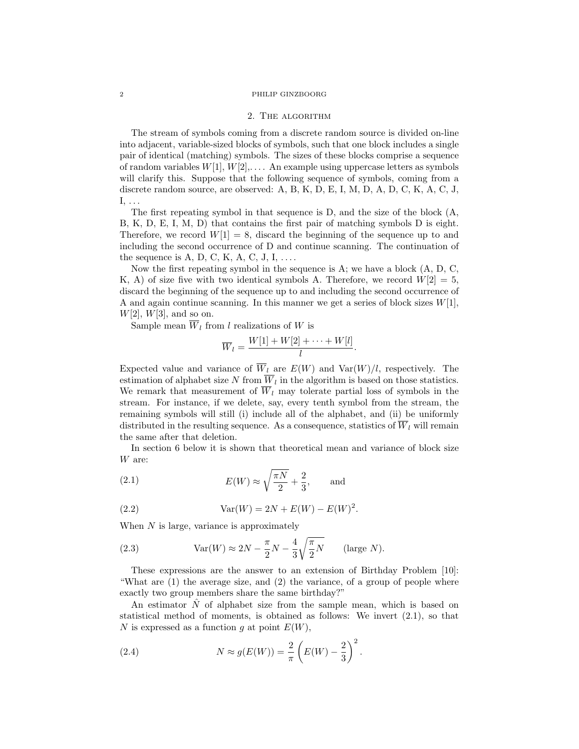## 2. The algorithm

The stream of symbols coming from a discrete random source is divided on-line into adjacent, variable-sized blocks of symbols, such that one block includes a single pair of identical (matching) symbols. The sizes of these blocks comprise a sequence of random variables $W[1]$, $W[2]$,.... An example using uppercase letters as symbols will clarify this. Suppose that the following sequence of symbols, coming from a discrete random source, are observed: A, B, K, D, E, I, M, D, A, D, C, K, A, C, J, I, ...

The first repeating symbol in that sequence is D, and the size of the block (A, B, K, D, E, I, M, D) that contains the first pair of matching symbols D is eight. Therefore, we record $W[1] = 8$, discard the beginning of the sequence up to and including the second occurrence of D and continue scanning. The continuation of the sequence is A, D, C, K, A, C, J, I, ....

Now the first repeating symbol in the sequence is A; we have a block (A, D, C, K, A) of size five with two identical symbols A. Therefore, we record $W[2] = 5$, discard the beginning of the sequence up to and including the second occurrence of A and again continue scanning. In this manner we get a series of block sizes $W[1]$, $W[2]$, $W[3]$, and so on.

Sample mean $\overline{W}_l$ from $l$ realizations of $W$ is

$$\overline{W}_l = \frac{W[1] + W[2] + \cdots + W[l]}{l}.$$

Expected value and variance of $\overline{W}_l$ are $E(W)$ and $\mathrm{Var}(W)/l$, respectively. The estimation of alphabet size $N$ from $\overline{W}_l$ in the algorithm is based on those statistics. We remark that measurement of $\overline{W}_l$ may tolerate partial loss of symbols in the stream. For instance, if we delete, say, every tenth symbol from the stream, the remaining symbols will still (i) include all of the alphabet, and (ii) be uniformly distributed in the resulting sequence. As a consequence, statistics of $\overline{W}_l$ will remain the same after that deletion.

In section 6 below it is shown that theoretical mean and variance of block size $W$ are:

$$E(W) \approx \sqrt{\frac{\pi N}{2}} + \frac{2}{3}, \qquad \text{and} \tag{2.1}$$

$$\mathrm{Var}(W) = 2N + E(W) - E(W)^2. \tag{2.2}$$

When $N$ is large, variance is approximately

$$\mathrm{Var}(W) \approx 2N - \frac{\pi}{2}N - \frac{4}{3}\sqrt{\frac{\pi}{2}N} \qquad \text{(large } N\text{)}. \tag{2.3}$$

These expressions are the answer to an extension of Birthday Problem [10]: "What are (1) the average size, and (2) the variance, of a group of people where exactly two group members share the same birthday?"

An estimator $\hat{N}$ of alphabet size from the sample mean, which is based on statistical method of moments, is obtained as follows: We invert (2.1), so that $N$ is expressed as a function $g$ at point $E(W)$,

$$N \approx g(E(W)) = \frac{2}{\pi}\left(E(W) - \frac{2}{3}\right)^2. \tag{2.4}$$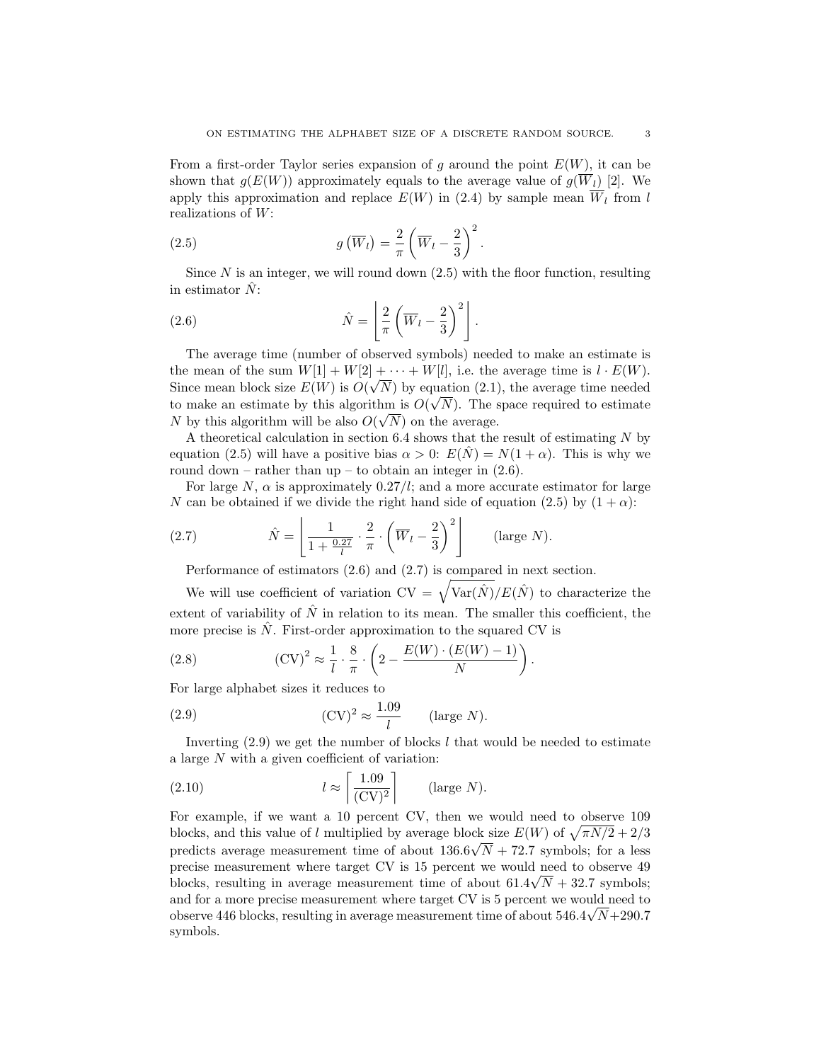From a first-order Taylor series expansion of $g$ around the point $E(W)$, it can be shown that $g(E(W))$ approximately equals to the average value of $g(\overline{W}_l)$ [2]. We apply this approximation and replace $E(W)$ in (2.4) by sample mean $\overline{W}_l$ from $l$ realizations of $W$:

$$g\left(\overline{W}_l\right) = \frac{2}{\pi}\left(\overline{W}_l - \frac{2}{3}\right)^2. \tag{2.5}$$

Since $N$ is an integer, we will round down (2.5) with the floor function, resulting in estimator $\hat{N}$:

$$\hat{N} = \left\lfloor \frac{2}{\pi}\left(\overline{W}_l - \frac{2}{3}\right)^2 \right\rfloor. \tag{2.6}$$

The average time (number of observed symbols) needed to make an estimate is the mean of the sum $W[1] + W[2] + \cdots + W[l]$, i.e. the average time is $l \cdot E(W)$. Since mean block size $E(W)$ is $O(\sqrt{N})$ by equation (2.1), the average time needed to make an estimate by this algorithm is $O(\sqrt{N})$. The space required to estimate $N$ by this algorithm will be also $O(\sqrt{N})$ on the average.

A theoretical calculation in section 6.4 shows that the result of estimating $N$ by equation (2.5) will have a positive bias $\alpha > 0$: $E(\hat{N}) = N(1+\alpha)$. This is why we round down – rather than up – to obtain an integer in (2.6).

For large $N$, $\alpha$ is approximately $0.27/l$; and a more accurate estimator for large $N$ can be obtained if we divide the right hand side of equation (2.5) by $(1+\alpha)$:

$$\hat{N} = \left\lfloor \frac{1}{1+\frac{0.27}{l}} \cdot \frac{2}{\pi} \cdot \left(\overline{W}_l - \frac{2}{3}\right)^2 \right\rfloor \qquad \text{(large } N\text{)}. \tag{2.7}$$

Performance of estimators (2.6) and (2.7) is compared in next section.

We will use coefficient of variation $\text{CV} = \sqrt{\text{Var}(\hat{N})}/E(\hat{N})$ to characterize the extent of variability of $\hat{N}$ in relation to its mean. The smaller this coefficient, the more precise is $\hat{N}$. First-order approximation to the squared CV is

$$(\text{CV})^2 \approx \frac{1}{l} \cdot \frac{8}{\pi} \cdot \left(2 - \frac{E(W)\cdot(E(W)-1)}{N}\right). \tag{2.8}$$

For large alphabet sizes it reduces to

$$(\text{CV})^2 \approx \frac{1.09}{l} \qquad \text{(large } N\text{)}. \tag{2.9}$$

Inverting (2.9) we get the number of blocks $l$ that would be needed to estimate a large $N$ with a given coefficient of variation:

$$l \approx \left\lceil \frac{1.09}{(\text{CV})^2} \right\rceil \qquad \text{(large } N\text{)}. \tag{2.10}$$

For example, if we want a 10 percent CV, then we would need to observe 109 blocks, and this value of $l$ multiplied by average block size $E(W)$ of $\sqrt{\pi N/2} + 2/3$ predicts average measurement time of about $136.6\sqrt{N} + 72.7$ symbols; for a less precise measurement where target CV is 15 percent we would need to observe 49 blocks, resulting in average measurement time of about $61.4\sqrt{N} + 32.7$ symbols; and for a more precise measurement where target CV is 5 percent we would need to observe 446 blocks, resulting in average measurement time of about $546.4\sqrt{N} + 290.7$ symbols.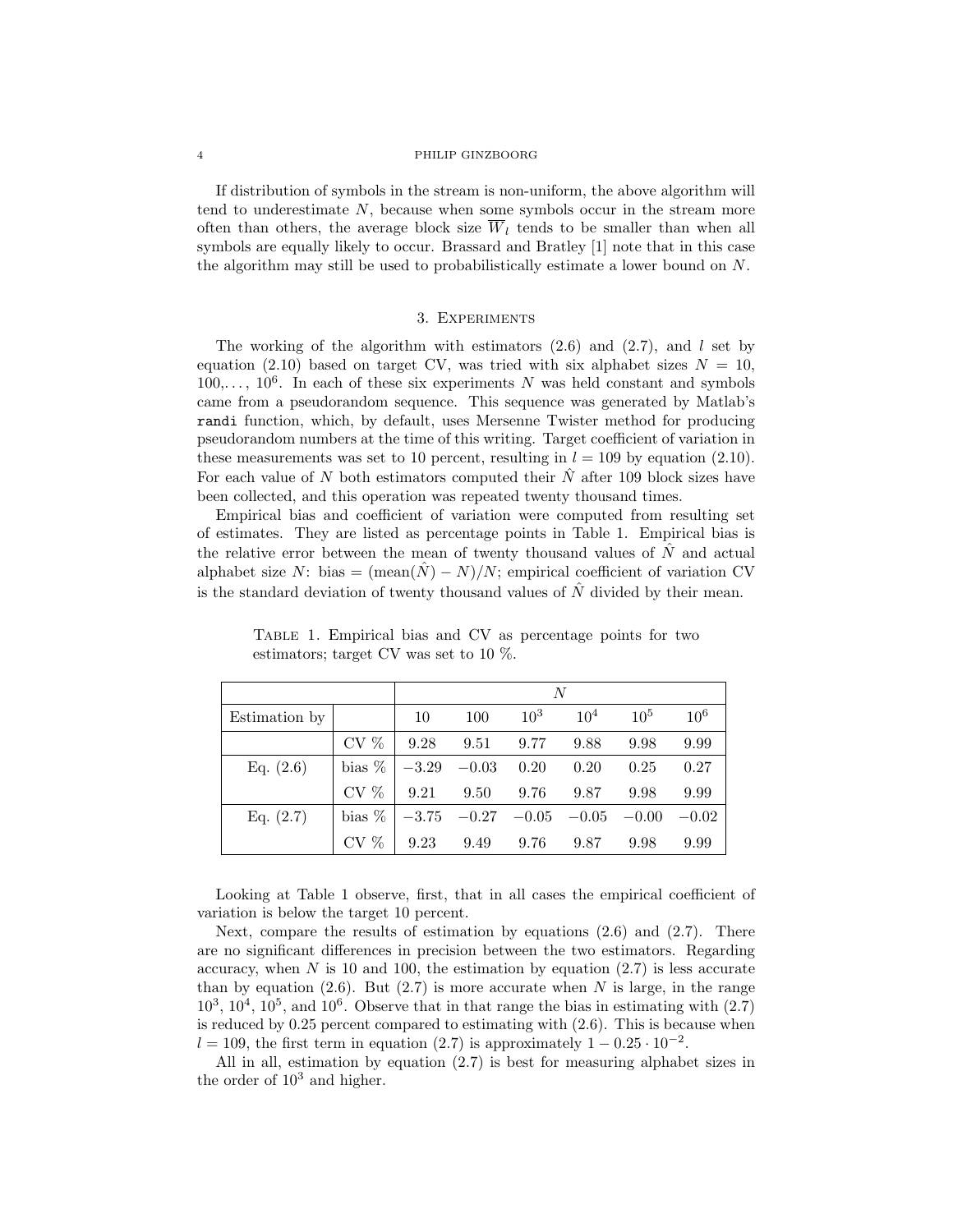If distribution of symbols in the stream is non-uniform, the above algorithm will tend to underestimate $N$, because when some symbols occur in the stream more often than others, the average block size $\overline{W}_l$ tends to be smaller than when all symbols are equally likely to occur. Brassard and Bratley [1] note that in this case the algorithm may still be used to probabilistically estimate a lower bound on $N$.

## 3. Experiments

The working of the algorithm with estimators (2.6) and (2.7), and $l$ set by equation (2.10) based on target CV, was tried with six alphabet sizes $N = 10$, $100, \ldots, 10^6$. In each of these six experiments $N$ was held constant and symbols came from a pseudorandom sequence. This sequence was generated by Matlab's `randi` function, which, by default, uses Mersenne Twister method for producing pseudorandom numbers at the time of this writing. Target coefficient of variation in these measurements was set to 10 percent, resulting in $l = 109$ by equation (2.10). For each value of $N$ both estimators computed their $\hat{N}$ after 109 block sizes have been collected, and this operation was repeated twenty thousand times.

Empirical bias and coefficient of variation were computed from resulting set of estimates. They are listed as percentage points in Table 1. Empirical bias is the relative error between the mean of twenty thousand values of $\hat{N}$ and actual alphabet size $N$: bias $= (\text{mean}(\hat{N}) - N)/N$; empirical coefficient of variation CV is the standard deviation of twenty thousand values of $\hat{N}$ divided by their mean.

Table 1. Empirical bias and CV as percentage points for two estimators; target CV was set to 10 %.

| | | $N$ | | | | | |
|---|---|---|---|---|---|---|---|
| Estimation by | | 10 | 100 | $10^3$ | $10^4$ | $10^5$ | $10^6$ |
| | CV % | 9.28 | 9.51 | 9.77 | 9.88 | 9.98 | 9.99 |
| Eq. (2.6) | bias % | $-3.29$ | $-0.03$ | 0.20 | 0.20 | 0.25 | 0.27 |
| | CV % | 9.21 | 9.50 | 9.76 | 9.87 | 9.98 | 9.99 |
| Eq. (2.7) | bias % | $-3.75$ | $-0.27$ | $-0.05$ | $-0.05$ | $-0.00$ | $-0.02$ |
| | CV % | 9.23 | 9.49 | 9.76 | 9.87 | 9.98 | 9.99 |

Looking at Table 1 observe, first, that in all cases the empirical coefficient of variation is below the target 10 percent.

Next, compare the results of estimation by equations (2.6) and (2.7). There are no significant differences in precision between the two estimators. Regarding accuracy, when $N$ is 10 and 100, the estimation by equation (2.7) is less accurate than by equation (2.6). But (2.7) is more accurate when $N$ is large, in the range $10^3$, $10^4$, $10^5$, and $10^6$. Observe that in that range the bias in estimating with (2.7) is reduced by 0.25 percent compared to estimating with (2.6). This is because when $l = 109$, the first term in equation (2.7) is approximately $1 - 0.25 \cdot 10^{-2}$.

All in all, estimation by equation (2.7) is best for measuring alphabet sizes in the order of $10^3$ and higher.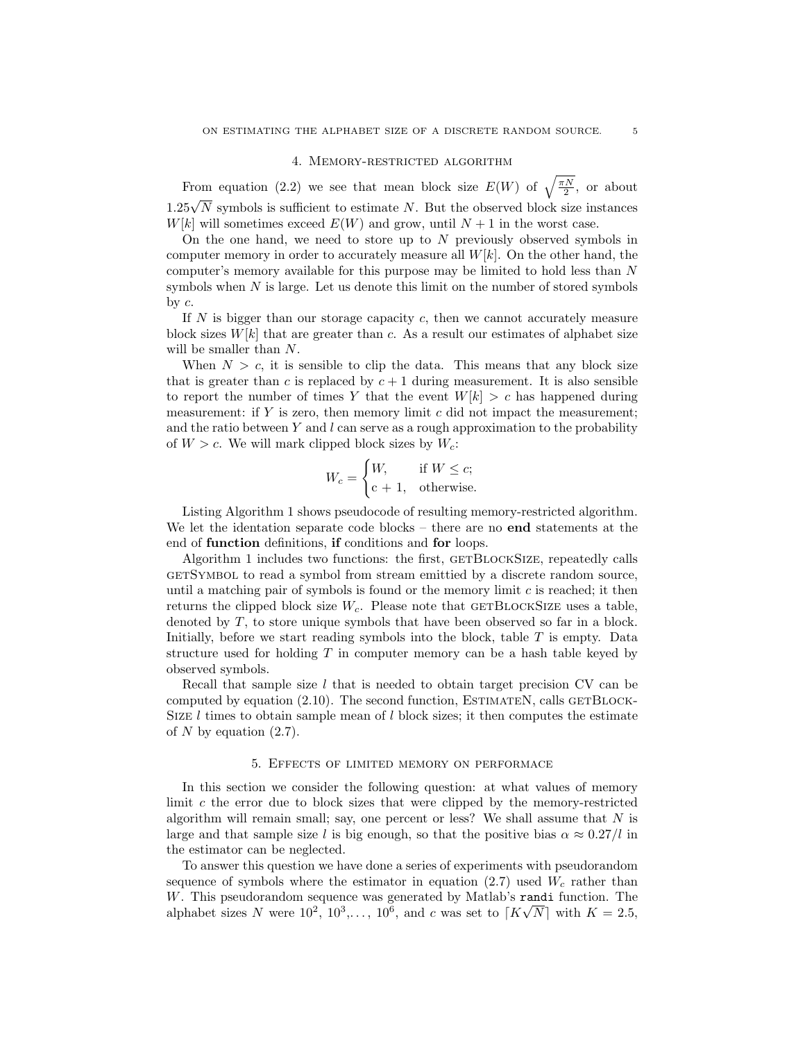## 4. Memory-restricted algorithm

From equation (2.2) we see that mean block size $E(W)$ of $\sqrt{\frac{\pi N}{2}}$, or about $1.25\sqrt{N}$ symbols is sufficient to estimate $N$. But the observed block size instances $W[k]$ will sometimes exceed $E(W)$ and grow, until $N+1$ in the worst case.

On the one hand, we need to store up to $N$ previously observed symbols in computer memory in order to accurately measure all $W[k]$. On the other hand, the computer's memory available for this purpose may be limited to hold less than $N$ symbols when $N$ is large. Let us denote this limit on the number of stored symbols by $c$.

If $N$ is bigger than our storage capacity $c$, then we cannot accurately measure block sizes $W[k]$ that are greater than $c$. As a result our estimates of alphabet size will be smaller than $N$.

When $N > c$, it is sensible to clip the data. This means that any block size that is greater than $c$ is replaced by $c+1$ during measurement. It is also sensible to report the number of times $Y$ that the event $W[k] > c$ has happened during measurement: if $Y$ is zero, then memory limit $c$ did not impact the measurement; and the ratio between $Y$ and $l$ can serve as a rough approximation to the probability of $W > c$. We will mark clipped block sizes by $W_c$:

$$W_c = \begin{cases} W, & \text{if } W \leq c; \\ \text{c} + 1, & \text{otherwise.} \end{cases}$$

Listing Algorithm 1 shows pseudocode of resulting memory-restricted algorithm. We let the identation separate code blocks – there are no **end** statements at the end of **function** definitions, **if** conditions and **for** loops.

Algorithm 1 includes two functions: the first, getBlockSize, repeatedly calls getSymbol to read a symbol from stream emittied by a discrete random source, until a matching pair of symbols is found or the memory limit $c$ is reached; it then returns the clipped block size $W_c$. Please note that getBlockSize uses a table, denoted by $T$, to store unique symbols that have been observed so far in a block. Initially, before we start reading symbols into the block, table $T$ is empty. Data structure used for holding $T$ in computer memory can be a hash table keyed by observed symbols.

Recall that sample size $l$ that is needed to obtain target precision CV can be computed by equation (2.10). The second function, EstimateN, calls getBlockSize $l$ times to obtain sample mean of $l$ block sizes; it then computes the estimate of $N$ by equation (2.7).

## 5. Effects of limited memory on performace

In this section we consider the following question: at what values of memory limit $c$ the error due to block sizes that were clipped by the memory-restricted algorithm will remain small; say, one percent or less? We shall assume that $N$ is large and that sample size $l$ is big enough, so that the positive bias $\alpha \approx 0.27/l$ in the estimator can be neglected.

To answer this question we have done a series of experiments with pseudorandom sequence of symbols where the estimator in equation (2.7) used $W_c$ rather than $W$. This pseudorandom sequence was generated by Matlab's `randi` function. The alphabet sizes $N$ were $10^2$, $10^3$,..., $10^6$, and $c$ was set to $\lceil K\sqrt{N}\rceil$ with $K = 2.5$,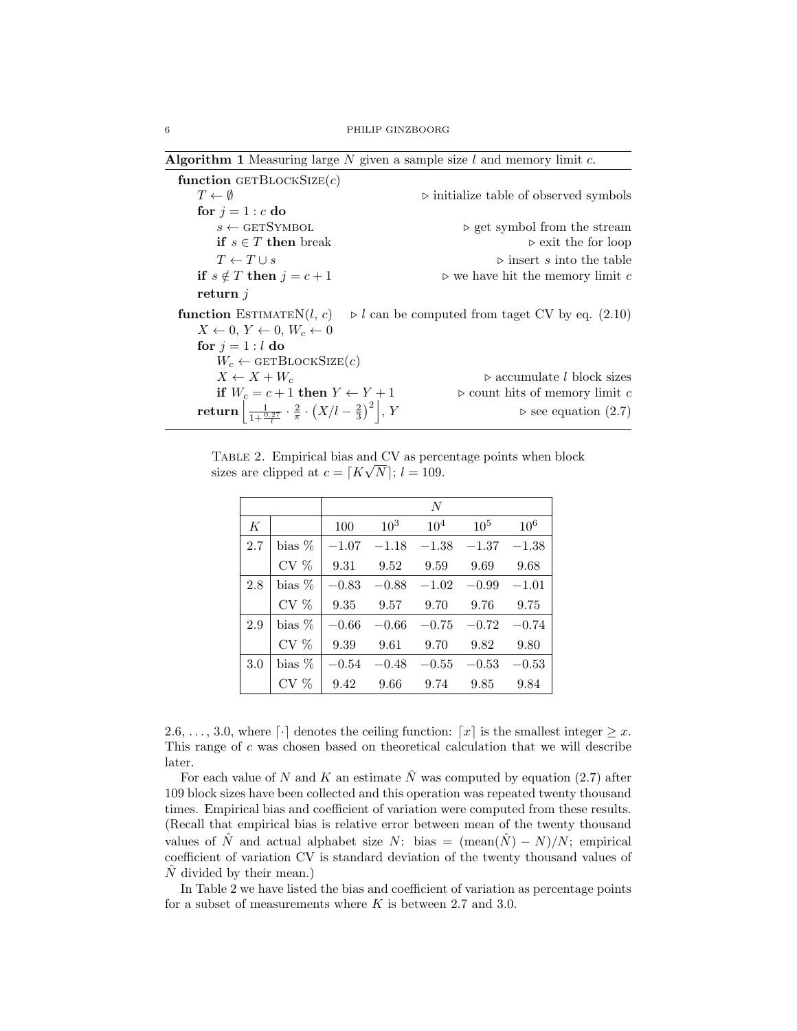**Algorithm 1** Measuring large $N$ given a sample size $l$ and memory limit $c$.

```
function getBlockSize(c)
    T ← ∅                                   ▷ initialize table of observed symbols
    for j = 1 : c do
        s ← getSymbol                       ▷ get symbol from the stream
        if s ∈ T then break                 ▷ exit the for loop
        T ← T ∪ s                           ▷ insert s into the table
    if s ∉ T then j = c + 1                 ▷ we have hit the memory limit c
    return j

function EstimateN(l, c)    ▷ l can be computed from taget CV by eq. (2.10)
    X ← 0, Y ← 0, W_c ← 0
    for j = 1 : l do
        W_c ← getBlockSize(c)
        X ← X + W_c                         ▷ accumulate l block sizes
        if W_c = c + 1 then Y ← Y + 1       ▷ count hits of memory limit c
    return [ 1/(1 + 0.27/l) · 2/π · (X/l − 2/3)^2 ], Y    ▷ see equation (2.7)
```

Table 2. Empirical bias and CV as percentage points when block sizes are clipped at $c = \lceil K\sqrt{N} \rceil$; $l = 109$.

| | | $N$ | | | | |
|---|---|---|---|---|---|---|
| $K$ | | 100 | $10^3$ | $10^4$ | $10^5$ | $10^6$ |
| 2.7 | bias % | $-1.07$ | $-1.18$ | $-1.38$ | $-1.37$ | $-1.38$ |
| | CV % | 9.31 | 9.52 | 9.59 | 9.69 | 9.68 |
| 2.8 | bias % | $-0.83$ | $-0.88$ | $-1.02$ | $-0.99$ | $-1.01$ |
| | CV % | 9.35 | 9.57 | 9.70 | 9.76 | 9.75 |
| 2.9 | bias % | $-0.66$ | $-0.66$ | $-0.75$ | $-0.72$ | $-0.74$ |
| | CV % | 9.39 | 9.61 | 9.70 | 9.82 | 9.80 |
| 3.0 | bias % | $-0.54$ | $-0.48$ | $-0.55$ | $-0.53$ | $-0.53$ |
| | CV % | 9.42 | 9.66 | 9.74 | 9.85 | 9.84 |

2.6, ..., 3.0, where $\lceil\cdot\rceil$ denotes the ceiling function: $\lceil x \rceil$ is the smallest integer $\geq x$. This range of $c$ was chosen based on theoretical calculation that we will describe later.

For each value of $N$ and $K$ an estimate $\hat{N}$ was computed by equation (2.7) after 109 block sizes have been collected and this operation was repeated twenty thousand times. Empirical bias and coefficient of variation were computed from these results. (Recall that empirical bias is relative error between mean of the twenty thousand values of $\hat{N}$ and actual alphabet size $N$: bias $= (\text{mean}(\hat{N}) - N)/N$; empirical coefficient of variation CV is standard deviation of the twenty thousand values of $\hat{N}$ divided by their mean.)

In Table 2 we have listed the bias and coefficient of variation as percentage points for a subset of measurements where $K$ is between 2.7 and 3.0.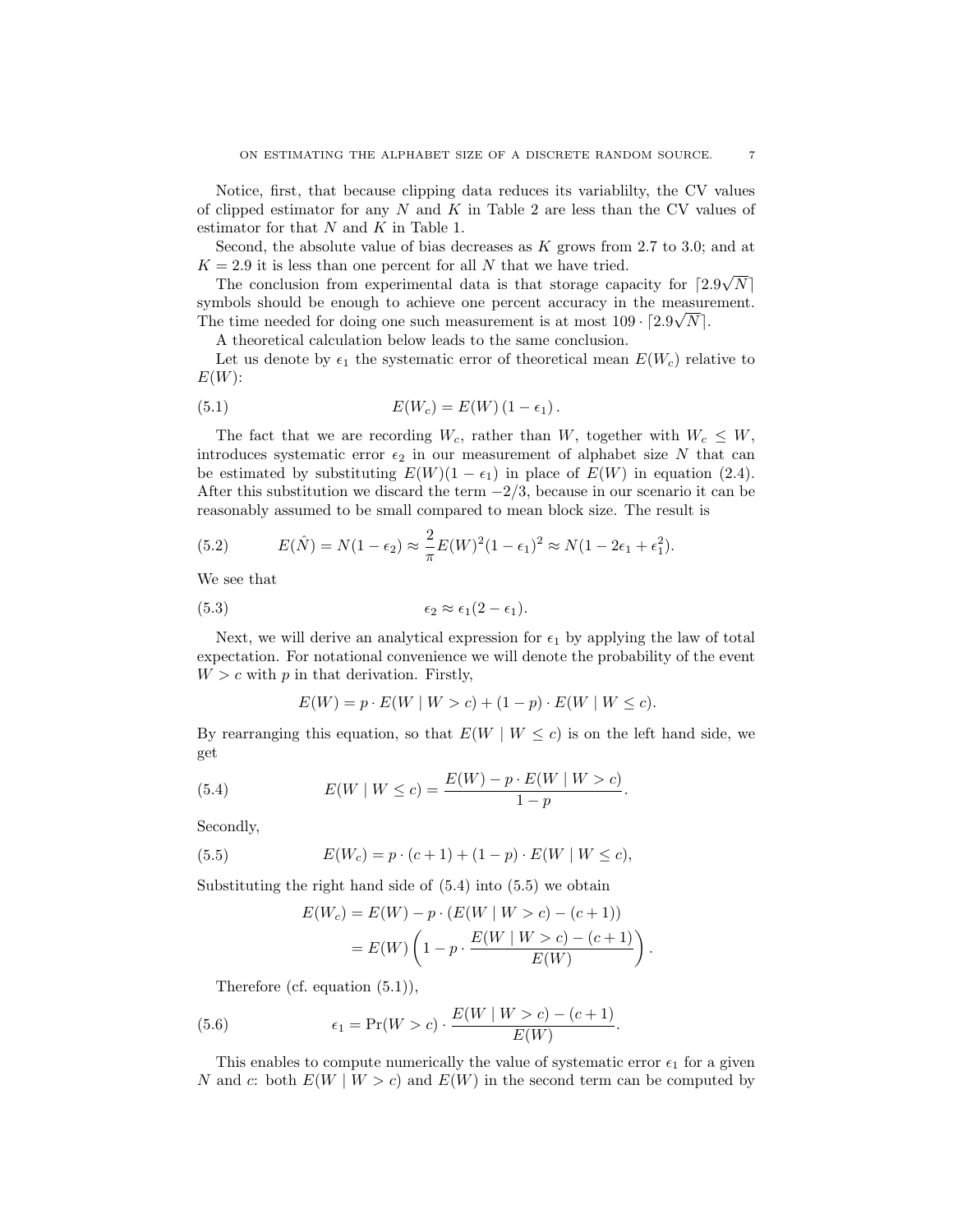Notice, first, that because clipping data reduces its variablilty, the CV values of clipped estimator for any $N$ and $K$ in Table 2 are less than the CV values of estimator for that $N$ and $K$ in Table 1.

Second, the absolute value of bias decreases as $K$ grows from 2.7 to 3.0; and at $K = 2.9$ it is less than one percent for all $N$ that we have tried.

The conclusion from experimental data is that storage capacity for $\lceil 2.9\sqrt{N} \rceil$ symbols should be enough to achieve one percent accuracy in the measurement. The time needed for doing one such measurement is at most $109 \cdot \lceil 2.9\sqrt{N} \rceil$.

A theoretical calculation below leads to the same conclusion.

Let us denote by $\epsilon_1$ the systematic error of theoretical mean $E(W_c)$ relative to $E(W)$:

$$E(W_c) = E(W)\,(1 - \epsilon_1)\,. \tag{5.1}$$

The fact that we are recording $W_c$, rather than $W$, together with $W_c \le W$, introduces systematic error $\epsilon_2$ in our measurement of alphabet size $N$ that can be estimated by substituting $E(W)(1 - \epsilon_1)$ in place of $E(W)$ in equation (2.4). After this substitution we discard the term $-2/3$, because in our scenario it can be reasonably assumed to be small compared to mean block size. The result is

$$E(\hat{N}) = N(1 - \epsilon_2) \approx \frac{2}{\pi} E(W)^2 (1 - \epsilon_1)^2 \approx N(1 - 2\epsilon_1 + \epsilon_1^2). \tag{5.2}$$

We see that

$$\epsilon_2 \approx \epsilon_1 (2 - \epsilon_1). \tag{5.3}$$

Next, we will derive an analytical expression for $\epsilon_1$ by applying the law of total expectation. For notational convenience we will denote the probability of the event $W > c$ with $p$ in that derivation. Firstly,

$$E(W) = p \cdot E(W \mid W > c) + (1 - p) \cdot E(W \mid W \le c).$$

By rearranging this equation, so that $E(W \mid W \le c)$ is on the left hand side, we get

$$E(W \mid W \le c) = \frac{E(W) - p \cdot E(W \mid W > c)}{1 - p}. \tag{5.4}$$

Secondly,

$$E(W_c) = p \cdot (c + 1) + (1 - p) \cdot E(W \mid W \le c), \tag{5.5}$$

Substituting the right hand side of (5.4) into (5.5) we obtain

$$\begin{aligned} E(W_c) &= E(W) - p \cdot (E(W \mid W > c) - (c + 1)) \\ &= E(W) \left( 1 - p \cdot \frac{E(W \mid W > c) - (c + 1)}{E(W)} \right). \end{aligned}$$

Therefore (cf. equation (5.1)),

$$\epsilon_1 = \Pr(W > c) \cdot \frac{E(W \mid W > c) - (c + 1)}{E(W)}. \tag{5.6}$$

This enables to compute numerically the value of systematic error $\epsilon_1$ for a given $N$ and $c$: both $E(W \mid W > c)$ and $E(W)$ in the second term can be computed by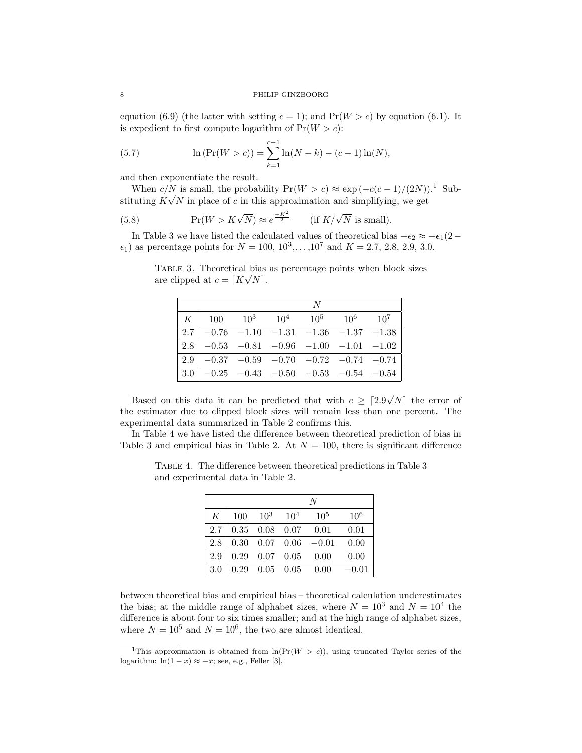equation (6.9) (the latter with setting $c = 1$); and $\Pr(W > c)$ by equation (6.1). It is expedient to first compute logarithm of $\Pr(W > c)$:

$$\ln\left(\Pr(W > c)\right) = \sum_{k=1}^{c-1} \ln(N-k) - (c-1)\ln(N), \tag{5.7}$$

and then exponentiate the result.

When $c/N$ is small, the probability $\Pr(W > c) \approx \exp\left(-c(c-1)/(2N)\right)$.[1] Substituting $K\sqrt{N}$ in place of $c$ in this approximation and simplifying, we get

$$\Pr(W > K\sqrt{N}) \approx e^{\frac{-K^2}{2}} \qquad (\text{if } K/\sqrt{N} \text{ is small}). \tag{5.8}$$

In Table 3 we have listed the calculated values of theoretical bias $-\epsilon_2 \approx -\epsilon_1(2 - \epsilon_1)$ as percentage points for $N = 100$, $10^3, \ldots, 10^7$ and $K = 2.7, 2.8, 2.9, 3.0$.

Table 3. Theoretical bias as percentage points when block sizes are clipped at $c = \lceil K\sqrt{N} \rceil$.

| | $N$ | | | | | |
|---|---|---|---|---|---|---|
| $K$ | 100 | $10^3$ | $10^4$ | $10^5$ | $10^6$ | $10^7$ |
| 2.7 | −0.76 | −1.10 | −1.31 | −1.36 | −1.37 | −1.38 |
| 2.8 | −0.53 | −0.81 | −0.96 | −1.00 | −1.01 | −1.02 |
| 2.9 | −0.37 | −0.59 | −0.70 | −0.72 | −0.74 | −0.74 |
| 3.0 | −0.25 | −0.43 | −0.50 | −0.53 | −0.54 | −0.54 |

Based on this data it can be predicted that with $c \geq \lceil 2.9\sqrt{N} \rceil$ the error of the estimator due to clipped block sizes will remain less than one percent. The experimental data summarized in Table 2 confirms this.

In Table 4 we have listed the difference between theoretical prediction of bias in Table 3 and empirical bias in Table 2. At $N = 100$, there is significant difference between theoretical bias and empirical bias – theoretical calculation underestimates the bias; at the middle range of alphabet sizes, where $N = 10^3$ and $N = 10^4$ the difference is about four to six times smaller; and at the high range of alphabet sizes, where $N = 10^5$ and $N = 10^6$, the two are almost identical.

Table 4. The difference between theoretical predictions in Table 3 and experimental data in Table 2.

| | $N$ | | | | |
|---|---|---|---|---|---|
| $K$ | 100 | $10^3$ | $10^4$ | $10^5$ | $10^6$ |
| 2.7 | 0.35 | 0.08 | 0.07 | 0.01 | 0.01 |
| 2.8 | 0.30 | 0.07 | 0.06 | −0.01 | 0.00 |
| 2.9 | 0.29 | 0.07 | 0.05 | 0.00 | 0.00 |
| 3.0 | 0.29 | 0.05 | 0.05 | 0.00 | −0.01 |

[1] This approximation is obtained from $\ln(\Pr(W > c))$, using truncated Taylor series of the logarithm: $\ln(1 - x) \approx -x$; see, e.g., Feller [3].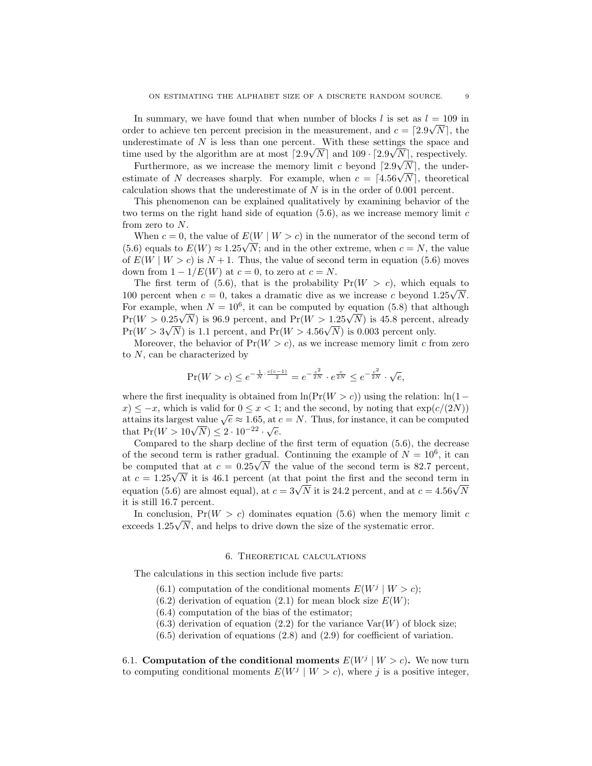In summary, we have found that when number of blocks $l$ is set as $l = 109$ in order to achieve ten percent precision in the measurement, and $c = \lceil 2.9\sqrt{N}\rceil$, the underestimate of $N$ is less than one percent. With these settings the space and time used by the algorithm are at most $\lceil 2.9\sqrt{N}\rceil$ and $109 \cdot \lceil 2.9\sqrt{N}\rceil$, respectively.

Furthermore, as we increase the memory limit $c$ beyond $\lceil 2.9\sqrt{N}\rceil$, the underestimate of $N$ decreases sharply. For example, when $c = \lceil 4.56\sqrt{N}\rceil$, theoretical calculation shows that the underestimate of $N$ is in the order of 0.001 percent.

This phenomenon can be explained qualitatively by examining behavior of the two terms on the right hand side of equation (5.6), as we increase memory limit $c$ from zero to $N$.

When $c = 0$, the value of $E(W \mid W > c)$ in the numerator of the second term of (5.6) equals to $E(W) \approx 1.25\sqrt{N}$; and in the other extreme, when $c = N$, the value of $E(W \mid W > c)$ is $N + 1$. Thus, the value of second term in equation (5.6) moves down from $1 - 1/E(W)$ at $c = 0$, to zero at $c = N$.

The first term of (5.6), that is the probability $\Pr(W > c)$, which equals to 100 percent when $c = 0$, takes a dramatic dive as we increase $c$ beyond $1.25\sqrt{N}$. For example, when $N = 10^6$, it can be computed by equation (5.8) that although $\Pr(W > 0.25\sqrt{N})$ is 96.9 percent, and $\Pr(W > 1.25\sqrt{N})$ is 45.8 percent, already $\Pr(W > 3\sqrt{N})$ is 1.1 percent, and $\Pr(W > 4.56\sqrt{N})$ is 0.003 percent only.

Moreover, the behavior of $\Pr(W > c)$, as we increase memory limit $c$ from zero to $N$, can be characterized by

$$\Pr(W > c) \leq e^{-\frac{1}{N}\cdot\frac{c(c-1)}{2}} = e^{-\frac{c^2}{2N}} \cdot e^{\frac{c}{2N}} \leq e^{-\frac{c^2}{2N}} \cdot \sqrt{e},$$

where the first inequality is obtained from $\ln(\Pr(W > c))$ using the relation: $\ln(1 - x) \leq -x$, which is valid for $0 \leq x < 1$; and the second, by noting that $\exp(c/(2N))$ attains its largest value $\sqrt{e} \approx 1.65$, at $c = N$. Thus, for instance, it can be computed that $\Pr(W > 10\sqrt{N}) \leq 2 \cdot 10^{-22} \cdot \sqrt{e}$.

Compared to the sharp decline of the first term of equation (5.6), the decrease of the second term is rather gradual. Continuing the example of $N = 10^6$, it can be computed that at $c = 0.25\sqrt{N}$ the value of the second term is 82.7 percent, at $c = 1.25\sqrt{N}$ it is 46.1 percent (at that point the first and the second term in equation (5.6) are almost equal), at $c = 3\sqrt{N}$ it is 24.2 percent, and at $c = 4.56\sqrt{N}$ it is still 16.7 percent.

In conclusion, $\Pr(W > c)$ dominates equation (5.6) when the memory limit $c$ exceeds $1.25\sqrt{N}$, and helps to drive down the size of the systematic error.

## 6. Theoretical calculations

The calculations in this section include five parts:

- (6.1) computation of the conditional moments $E(W^j \mid W > c)$;
- (6.2) derivation of equation (2.1) for mean block size $E(W)$;
- (6.4) computation of the bias of the estimator;
- (6.3) derivation of equation (2.2) for the variance $\mathrm{Var}(W)$ of block size;
- (6.5) derivation of equations (2.8) and (2.9) for coefficient of variation.

6.1. **Computation of the conditional moments $E(W^j \mid W > c)$.** We now turn to computing conditional moments $E(W^j \mid W > c)$, where $j$ is a positive integer,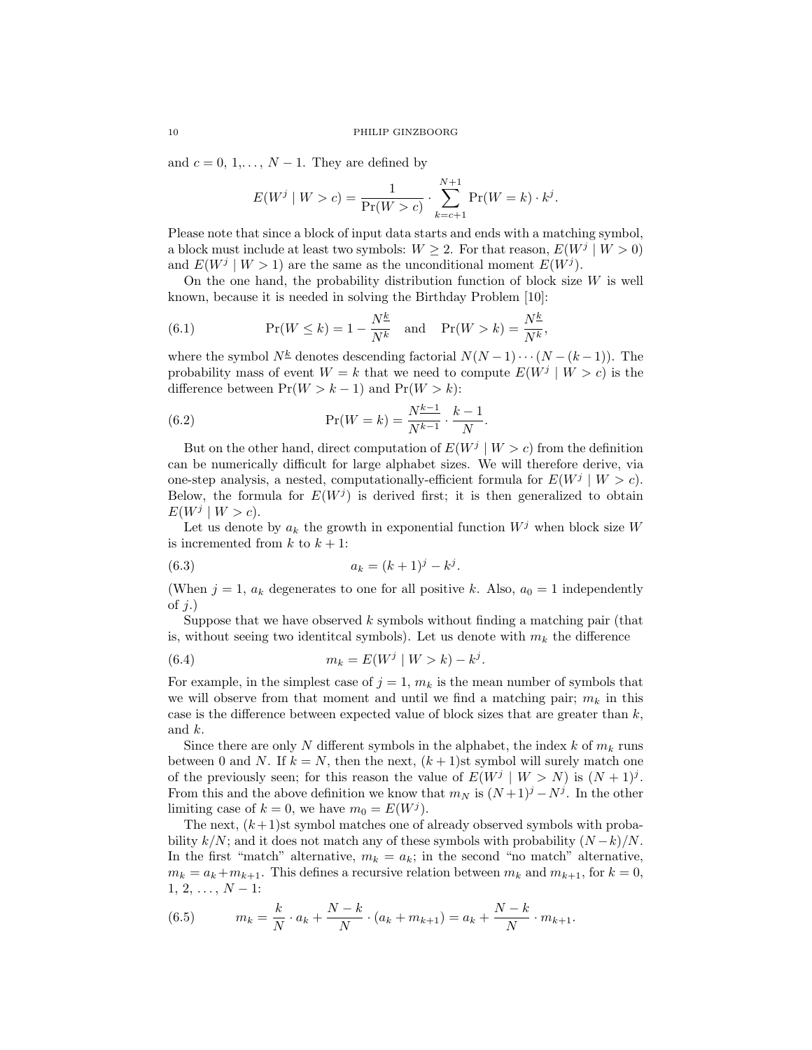and $c = 0, 1, \ldots, N-1$. They are defined by

$$E(W^j \mid W > c) = \frac{1}{\Pr(W > c)} \cdot \sum_{k=c+1}^{N+1} \Pr(W = k) \cdot k^j.$$

Please note that since a block of input data starts and ends with a matching symbol, a block must include at least two symbols: $W \geq 2$. For that reason, $E(W^j \mid W > 0)$ and $E(W^j \mid W > 1)$ are the same as the unconditional moment $E(W^j)$.

On the one hand, the probability distribution function of block size $W$ is well known, because it is needed in solving the Birthday Problem [10]:

$$\Pr(W \leq k) = 1 - \frac{N^{\underline{k}}}{N^k} \quad \text{and} \quad \Pr(W > k) = \frac{N^{\underline{k}}}{N^k}, \tag{6.1}$$

where the symbol $N^{\underline{k}}$ denotes descending factorial $N(N-1)\cdots(N-(k-1))$. The probability mass of event $W = k$ that we need to compute $E(W^j \mid W > c)$ is the difference between $\Pr(W > k-1)$ and $\Pr(W > k)$:

$$\Pr(W = k) = \frac{N^{\underline{k-1}}}{N^{k-1}} \cdot \frac{k-1}{N}. \tag{6.2}$$

But on the other hand, direct computation of $E(W^j \mid W > c)$ from the definition can be numerically difficult for large alphabet sizes. We will therefore derive, via one-step analysis, a nested, computationally-efficient formula for $E(W^j \mid W > c)$. Below, the formula for $E(W^j)$ is derived first; it is then generalized to obtain $E(W^j \mid W > c)$.

Let us denote by $a_k$ the growth in exponential function $W^j$ when block size $W$ is incremented from $k$ to $k+1$:

$$a_k = (k+1)^j - k^j. \tag{6.3}$$

(When $j = 1$, $a_k$ degenerates to one for all positive $k$. Also, $a_0 = 1$ independently of $j$.)

Suppose that we have observed $k$ symbols without finding a matching pair (that is, without seeing two identitcal symbols). Let us denote with $m_k$ the difference

$$m_k = E(W^j \mid W > k) - k^j. \tag{6.4}$$

For example, in the simplest case of $j = 1$, $m_k$ is the mean number of symbols that we will observe from that moment and until we find a matching pair; $m_k$ in this case is the difference between expected value of block sizes that are greater than $k$, and $k$.

Since there are only $N$ different symbols in the alphabet, the index $k$ of $m_k$ runs between 0 and $N$. If $k = N$, then the next, $(k+1)$st symbol will surely match one of the previously seen; for this reason the value of $E(W^j \mid W > N)$ is $(N+1)^j$. From this and the above definition we know that $m_N$ is $(N+1)^j - N^j$. In the other limiting case of $k = 0$, we have $m_0 = E(W^j)$.

The next, $(k+1)$st symbol matches one of already observed symbols with probability $k/N$; and it does not match any of these symbols with probability $(N-k)/N$. In the first "match" alternative, $m_k = a_k$; in the second "no match" alternative, $m_k = a_k + m_{k+1}$. This defines a recursive relation between $m_k$ and $m_{k+1}$, for $k = 0, 1, 2, \ldots, N-1$:

$$m_k = \frac{k}{N} \cdot a_k + \frac{N-k}{N} \cdot (a_k + m_{k+1}) = a_k + \frac{N-k}{N} \cdot m_{k+1}. \tag{6.5}$$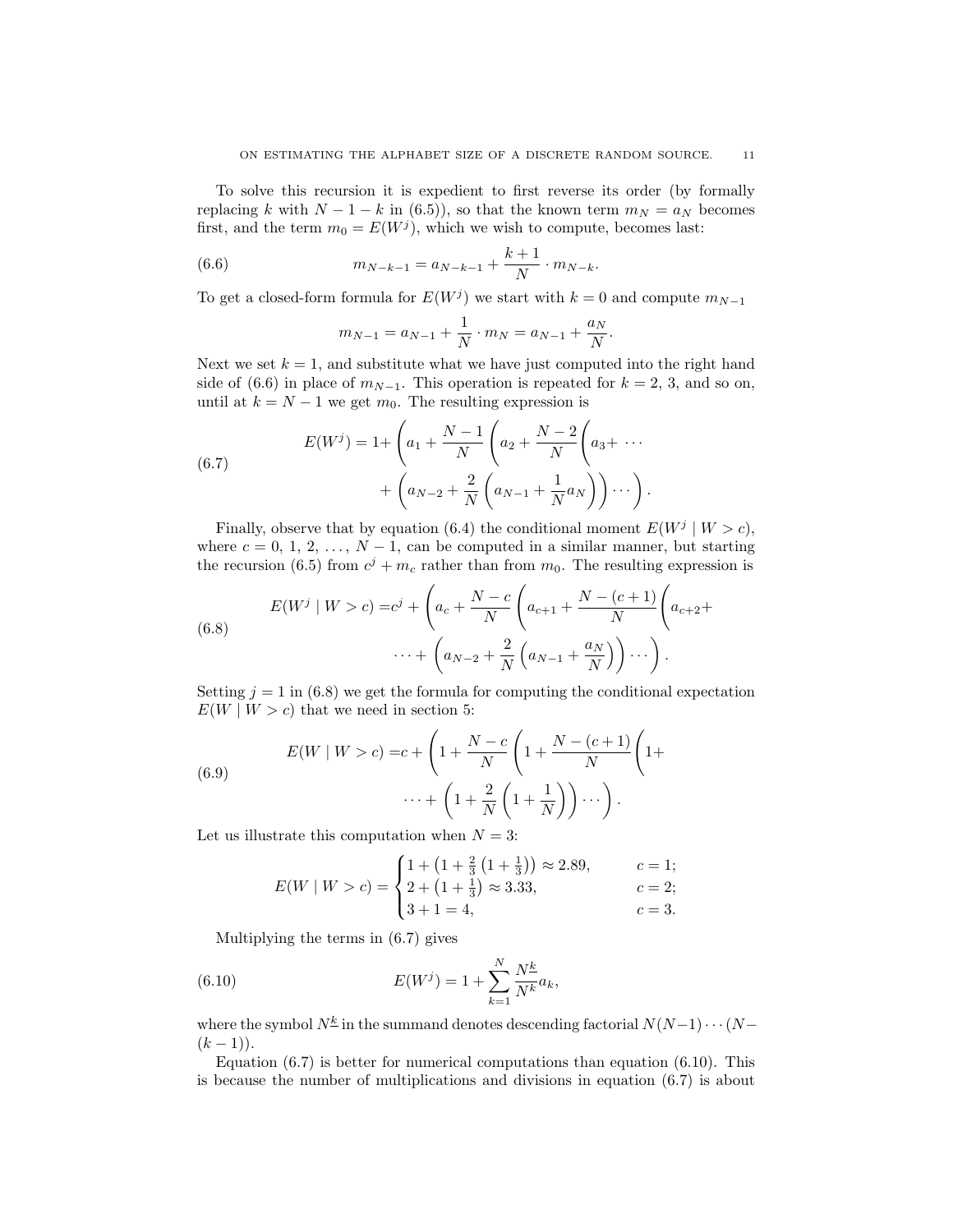To solve this recursion it is expedient to first reverse its order (by formally replacing $k$ with $N-1-k$ in (6.5)), so that the known term $m_N = a_N$ becomes first, and the term $m_0 = E(W^j)$, which we wish to compute, becomes last:

$$m_{N-k-1} = a_{N-k-1} + \frac{k+1}{N} \cdot m_{N-k}. \tag{6.6}$$

To get a closed-form formula for $E(W^j)$ we start with $k=0$ and compute $m_{N-1}$

$$m_{N-1} = a_{N-1} + \frac{1}{N} \cdot m_N = a_{N-1} + \frac{a_N}{N}.$$

Next we set $k=1$, and substitute what we have just computed into the right hand side of (6.6) in place of $m_{N-1}$. This operation is repeated for $k = 2, 3$, and so on, until at $k = N-1$ we get $m_0$. The resulting expression is

$$\begin{aligned} E(W^j) = 1 + &\left( a_1 + \frac{N-1}{N} \left( a_2 + \frac{N-2}{N} \left( a_3 + \cdots \right.\right.\right. \\ &\left.\left.\left. + \left( a_{N-2} + \frac{2}{N} \left( a_{N-1} + \frac{1}{N} a_N \right) \right) \cdots \right)\right)\right). \end{aligned} \tag{6.7}$$

Finally, observe that by equation (6.4) the conditional moment $E(W^j \mid W > c)$, where $c = 0, 1, 2, \ldots, N-1$, can be computed in a similar manner, but starting the recursion (6.5) from $c^j + m_c$ rather than from $m_0$. The resulting expression is

$$\begin{aligned} E(W^j \mid W > c) = c^j + &\left( a_c + \frac{N-c}{N} \left( a_{c+1} + \frac{N-(c+1)}{N} \left( a_{c+2} + \right.\right.\right. \\ &\left.\left.\left. \cdots + \left( a_{N-2} + \frac{2}{N} \left( a_{N-1} + \frac{a_N}{N} \right) \right) \cdots \right)\right)\right). \end{aligned} \tag{6.8}$$

Setting $j = 1$ in (6.8) we get the formula for computing the conditional expectation $E(W \mid W > c)$ that we need in section 5:

$$\begin{aligned} E(W \mid W > c) = c + &\left( 1 + \frac{N-c}{N} \left( 1 + \frac{N-(c+1)}{N} \left( 1 + \right.\right.\right. \\ &\left.\left.\left. \cdots + \left( 1 + \frac{2}{N} \left( 1 + \frac{1}{N} \right) \right) \cdots \right)\right)\right). \end{aligned} \tag{6.9}$$

Let us illustrate this computation when $N = 3$:

$$E(W \mid W > c) = \begin{cases} 1 + \left(1 + \frac{2}{3}\left(1 + \frac{1}{3}\right)\right) \approx 2.89, & c = 1; \\ 2 + \left(1 + \frac{1}{3}\right) \approx 3.33, & c = 2; \\ 3 + 1 = 4, & c = 3. \end{cases}$$

Multiplying the terms in (6.7) gives

$$E(W^j) = 1 + \sum_{k=1}^{N} \frac{N^{\underline{k}}}{N^k} a_k, \tag{6.10}$$

where the symbol $N^{\underline{k}}$ in the summand denotes descending factorial $N(N-1)\cdots(N-(k-1))$.

Equation (6.7) is better for numerical computations than equation (6.10). This is because the number of multiplications and divisions in equation (6.7) is about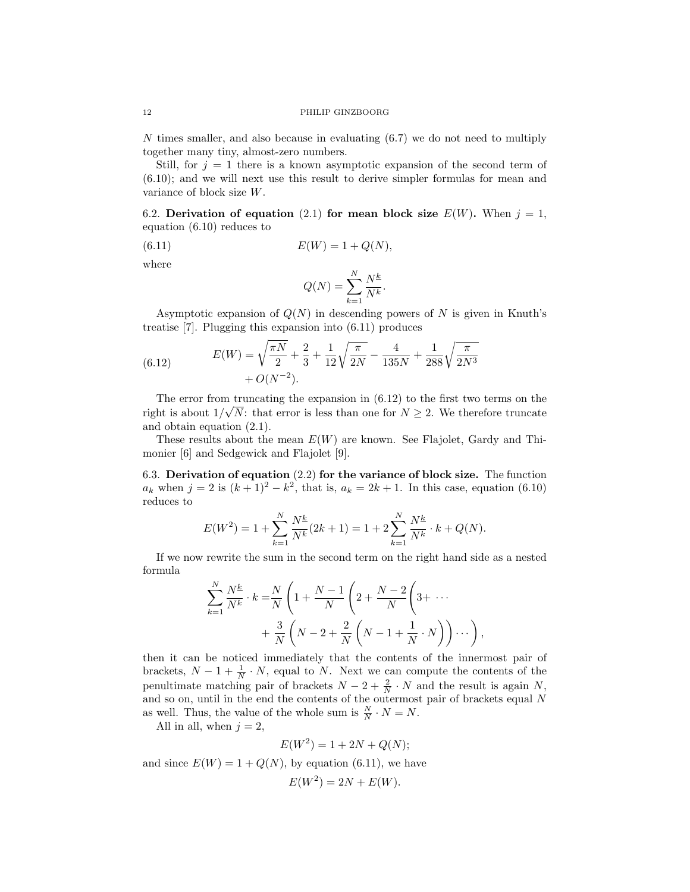$N$ times smaller, and also because in evaluating (6.7) we do not need to multiply together many tiny, almost-zero numbers.

Still, for $j = 1$ there is a known asymptotic expansion of the second term of (6.10); and we will next use this result to derive simpler formulas for mean and variance of block size $W$.

**6.2. Derivation of equation (2.1) for mean block size $E(W)$.** When $j = 1$, equation (6.10) reduces to

$$E(W) = 1 + Q(N), \tag{6.11}$$

where

$$Q(N) = \sum_{k=1}^{N} \frac{N^{\underline{k}}}{N^k}.$$

Asymptotic expansion of $Q(N)$ in descending powers of $N$ is given in Knuth's treatise [7]. Plugging this expansion into (6.11) produces

$$E(W) = \sqrt{\frac{\pi N}{2}} + \frac{2}{3} + \frac{1}{12}\sqrt{\frac{\pi}{2N}} - \frac{4}{135N} + \frac{1}{288}\sqrt{\frac{\pi}{2N^3}} + O(N^{-2}). \tag{6.12}$$

The error from truncating the expansion in (6.12) to the first two terms on the right is about $1/\sqrt{N}$: that error is less than one for $N \geq 2$. We therefore truncate and obtain equation (2.1).

These results about the mean $E(W)$ are known. See Flajolet, Gardy and Thimonier [6] and Sedgewick and Flajolet [9].

**6.3. Derivation of equation (2.2) for the variance of block size.** The function $a_k$ when $j = 2$ is $(k+1)^2 - k^2$, that is, $a_k = 2k + 1$. In this case, equation (6.10) reduces to

$$E(W^2) = 1 + \sum_{k=1}^{N} \frac{N^{\underline{k}}}{N^k}(2k+1) = 1 + 2\sum_{k=1}^{N} \frac{N^{\underline{k}}}{N^k} \cdot k + Q(N).$$

If we now rewrite the sum in the second term on the right hand side as a nested formula

$$\sum_{k=1}^{N} \frac{N^{\underline{k}}}{N^k} \cdot k = \frac{N}{N}\left(1 + \frac{N-1}{N}\left(2 + \frac{N-2}{N}\left(3 + \cdots + \frac{3}{N}\left(N - 2 + \frac{2}{N}\left(N - 1 + \frac{1}{N} \cdot N\right)\right)\cdots\right)\right)\right),$$

then it can be noticed immediately that the contents of the innermost pair of brackets, $N - 1 + \frac{1}{N} \cdot N$, equal to $N$. Next we can compute the contents of the penultimate matching pair of brackets $N - 2 + \frac{2}{N} \cdot N$ and the result is again $N$, and so on, until in the end the contents of the outermost pair of brackets equal $N$ as well. Thus, the value of the whole sum is $\frac{N}{N} \cdot N = N$.

All in all, when $j = 2$,

$$E(W^2) = 1 + 2N + Q(N);$$

and since $E(W) = 1 + Q(N)$, by equation (6.11), we have

$$E(W^2) = 2N + E(W).$$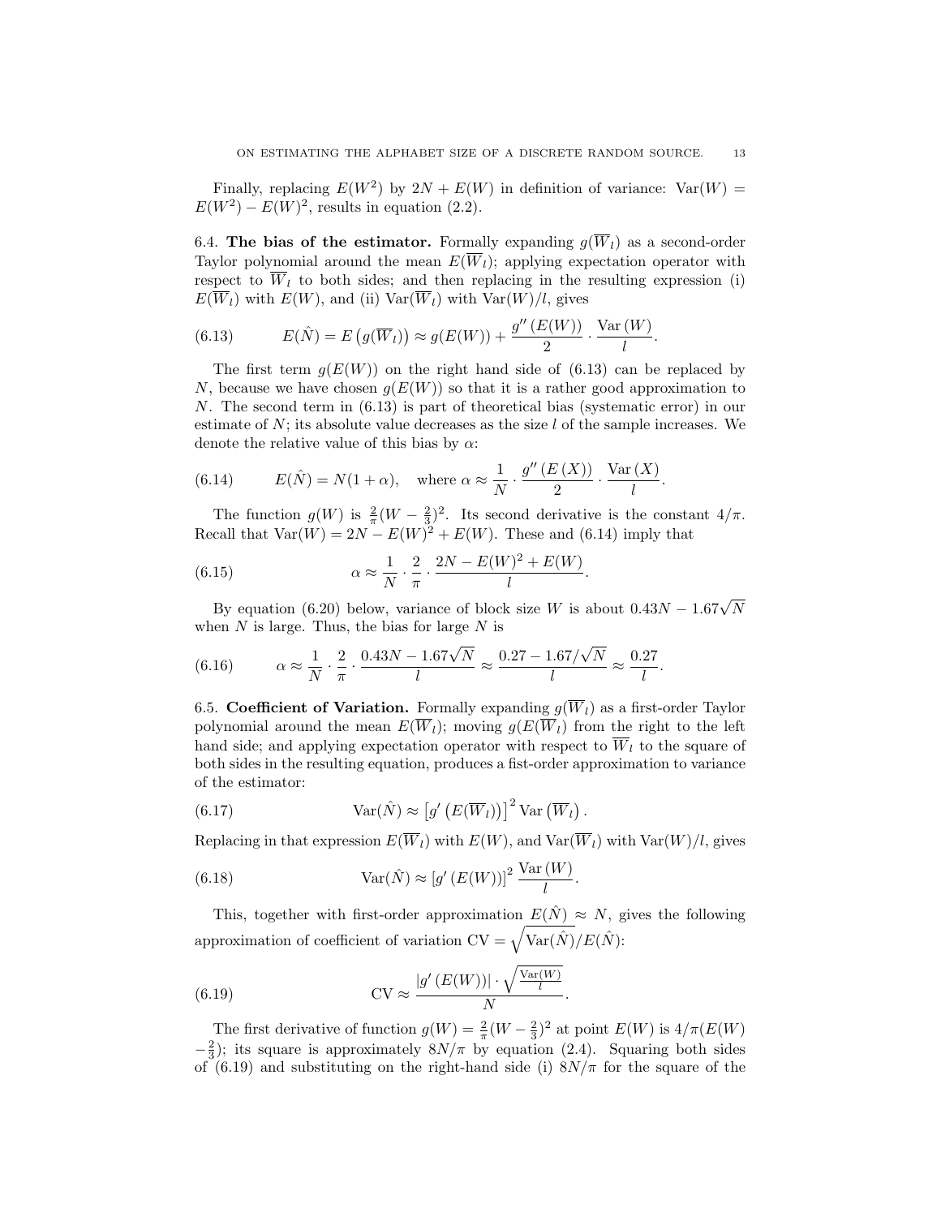Finally, replacing $E(W^2)$ by $2N + E(W)$ in definition of variance: $\mathrm{Var}(W) = E(W^2) - E(W)^2$, results in equation (2.2).

6.4. **The bias of the estimator.** Formally expanding $g(\overline{W}_l)$ as a second-order Taylor polynomial around the mean $E(\overline{W}_l)$; applying expectation operator with respect to $\overline{W}_l$ to both sides; and then replacing in the resulting expression (i) $E(\overline{W}_l)$ with $E(W)$, and (ii) $\mathrm{Var}(\overline{W}_l)$ with $\mathrm{Var}(W)/l$, gives

$$E(\hat{N}) = E\left(g(\overline{W}_l)\right) \approx g(E(W)) + \frac{g''\left(E(W)\right)}{2} \cdot \frac{\mathrm{Var}\left(W\right)}{l}. \tag{6.13}$$

The first term $g(E(W))$ on the right hand side of (6.13) can be replaced by $N$, because we have chosen $g(E(W))$ so that it is a rather good approximation to $N$. The second term in (6.13) is part of theoretical bias (systematic error) in our estimate of $N$; its absolute value decreases as the size $l$ of the sample increases. We denote the relative value of this bias by $\alpha$:

$$E(\hat{N}) = N(1+\alpha), \quad \text{where } \alpha \approx \frac{1}{N} \cdot \frac{g''\left(E\left(X\right)\right)}{2} \cdot \frac{\mathrm{Var}\left(X\right)}{l}. \tag{6.14}$$

The function $g(W)$ is $\frac{2}{\pi}(W - \frac{2}{3})^2$. Its second derivative is the constant $4/\pi$. Recall that $\mathrm{Var}(W) = 2N - E(W)^2 + E(W)$. These and (6.14) imply that

$$\alpha \approx \frac{1}{N} \cdot \frac{2}{\pi} \cdot \frac{2N - E(W)^2 + E(W)}{l}. \tag{6.15}$$

By equation (6.20) below, variance of block size $W$ is about $0.43N - 1.67\sqrt{N}$ when $N$ is large. Thus, the bias for large $N$ is

$$\alpha \approx \frac{1}{N} \cdot \frac{2}{\pi} \cdot \frac{0.43N - 1.67\sqrt{N}}{l} \approx \frac{0.27 - 1.67/\sqrt{N}}{l} \approx \frac{0.27}{l}. \tag{6.16}$$

6.5. **Coefficient of Variation.** Formally expanding $g(\overline{W}_l)$ as a first-order Taylor polynomial around the mean $E(\overline{W}_l)$; moving $g(E(\overline{W}_l)$ from the right to the left hand side; and applying expectation operator with respect to $\overline{W}_l$ to the square of both sides in the resulting equation, produces a fist-order approximation to variance of the estimator:

$$\mathrm{Var}(\hat{N}) \approx \left[g'\left(E(\overline{W}_l)\right)\right]^2 \mathrm{Var}\left(\overline{W}_l\right). \tag{6.17}$$

Replacing in that expression $E(\overline{W}_l)$ with $E(W)$, and $\mathrm{Var}(\overline{W}_l)$ with $\mathrm{Var}(W)/l$, gives

$$\mathrm{Var}(\hat{N}) \approx \left[g'\left(E(W)\right)\right]^2 \frac{\mathrm{Var}\left(W\right)}{l}. \tag{6.18}$$

This, together with first-order approximation $E(\hat{N}) \approx N$, gives the following approximation of coefficient of variation $\mathrm{CV} = \sqrt{\mathrm{Var}(\hat{N})}/E(\hat{N})$:

$$\mathrm{CV} \approx \frac{\left|g'\left(E(W)\right)\right| \cdot \sqrt{\frac{\mathrm{Var}(W)}{l}}}{N}. \tag{6.19}$$

The first derivative of function $g(W) = \frac{2}{\pi}(W - \frac{2}{3})^2$ at point $E(W)$ is $4/\pi(E(W) - \frac{2}{3})$; its square is approximately $8N/\pi$ by equation (2.4). Squaring both sides of (6.19) and substituting on the right-hand side (i) $8N/\pi$ for the square of the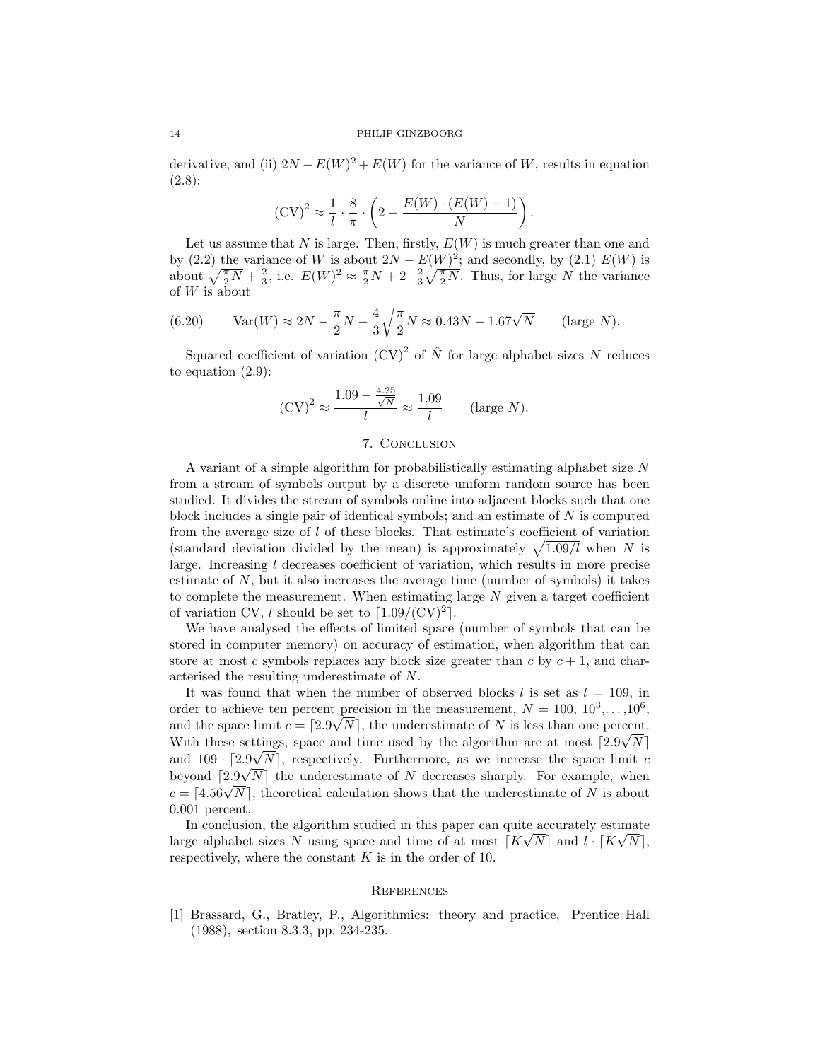derivative, and (ii) $2N - E(W)^2 + E(W)$ for the variance of $W$, results in equation (2.8):

$$(\mathrm{CV})^2 \approx \frac{1}{l} \cdot \frac{8}{\pi} \cdot \left(2 - \frac{E(W) \cdot (E(W)-1)}{N}\right).$$

Let us assume that $N$ is large. Then, firstly, $E(W)$ is much greater than one and by (2.2) the variance of $W$ is about $2N - E(W)^2$; and secondly, by (2.1) $E(W)$ is about $\sqrt{\frac{\pi}{2}N} + \frac{2}{3}$, i.e. $E(W)^2 \approx \frac{\pi}{2}N + 2 \cdot \frac{2}{3}\sqrt{\frac{\pi}{2}N}$. Thus, for large $N$ the variance of $W$ is about

$$\mathrm{Var}(W) \approx 2N - \frac{\pi}{2}N - \frac{4}{3}\sqrt{\frac{\pi}{2}N} \approx 0.43N - 1.67\sqrt{N} \qquad (\text{large } N). \tag{6.20}$$

Squared coefficient of variation $(\mathrm{CV})^2$ of $\hat{N}$ for large alphabet sizes $N$ reduces to equation (2.9):

$$(\mathrm{CV})^2 \approx \frac{1.09 - \frac{4.25}{\sqrt{N}}}{l} \approx \frac{1.09}{l} \qquad (\text{large } N).$$

## 7. Conclusion

A variant of a simple algorithm for probabilistically estimating alphabet size $N$ from a stream of symbols output by a discrete uniform random source has been studied. It divides the stream of symbols online into adjacent blocks such that one block includes a single pair of identical symbols; and an estimate of $N$ is computed from the average size of $l$ of these blocks. That estimate's coefficient of variation (standard deviation divided by the mean) is approximately $\sqrt{1.09/l}$ when $N$ is large. Increasing $l$ decreases coefficient of variation, which results in more precise estimate of $N$, but it also increases the average time (number of symbols) it takes to complete the measurement. When estimating large $N$ given a target coefficient of variation CV, $l$ should be set to $\lceil 1.09/(\mathrm{CV})^2 \rceil$.

We have analysed the effects of limited space (number of symbols that can be stored in computer memory) on accuracy of estimation, when algorithm that can store at most $c$ symbols replaces any block size greater than $c$ by $c+1$, and characterised the resulting underestimate of $N$.

It was found that when the number of observed blocks $l$ is set as $l = 109$, in order to achieve ten percent precision in the measurement, $N = 100, 10^3, \ldots, 10^6$, and the space limit $c = \lceil 2.9\sqrt{N} \rceil$, the underestimate of $N$ is less than one percent. With these settings, space and time used by the algorithm are at most $\lceil 2.9\sqrt{N} \rceil$ and $109 \cdot \lceil 2.9\sqrt{N} \rceil$, respectively. Furthermore, as we increase the space limit $c$ beyond $\lceil 2.9\sqrt{N} \rceil$ the underestimate of $N$ decreases sharply. For example, when $c = \lceil 4.56\sqrt{N} \rceil$, theoretical calculation shows that the underestimate of $N$ is about 0.001 percent.

In conclusion, the algorithm studied in this paper can quite accurately estimate large alphabet sizes $N$ using space and time of at most $\lceil K\sqrt{N} \rceil$ and $l \cdot \lceil K\sqrt{N} \rceil$, respectively, where the constant $K$ is in the order of 10.

## References

[1] Brassard, G., Bratley, P., Algorithmics: theory and practice, Prentice Hall (1988), section 8.3.3, pp. 234-235.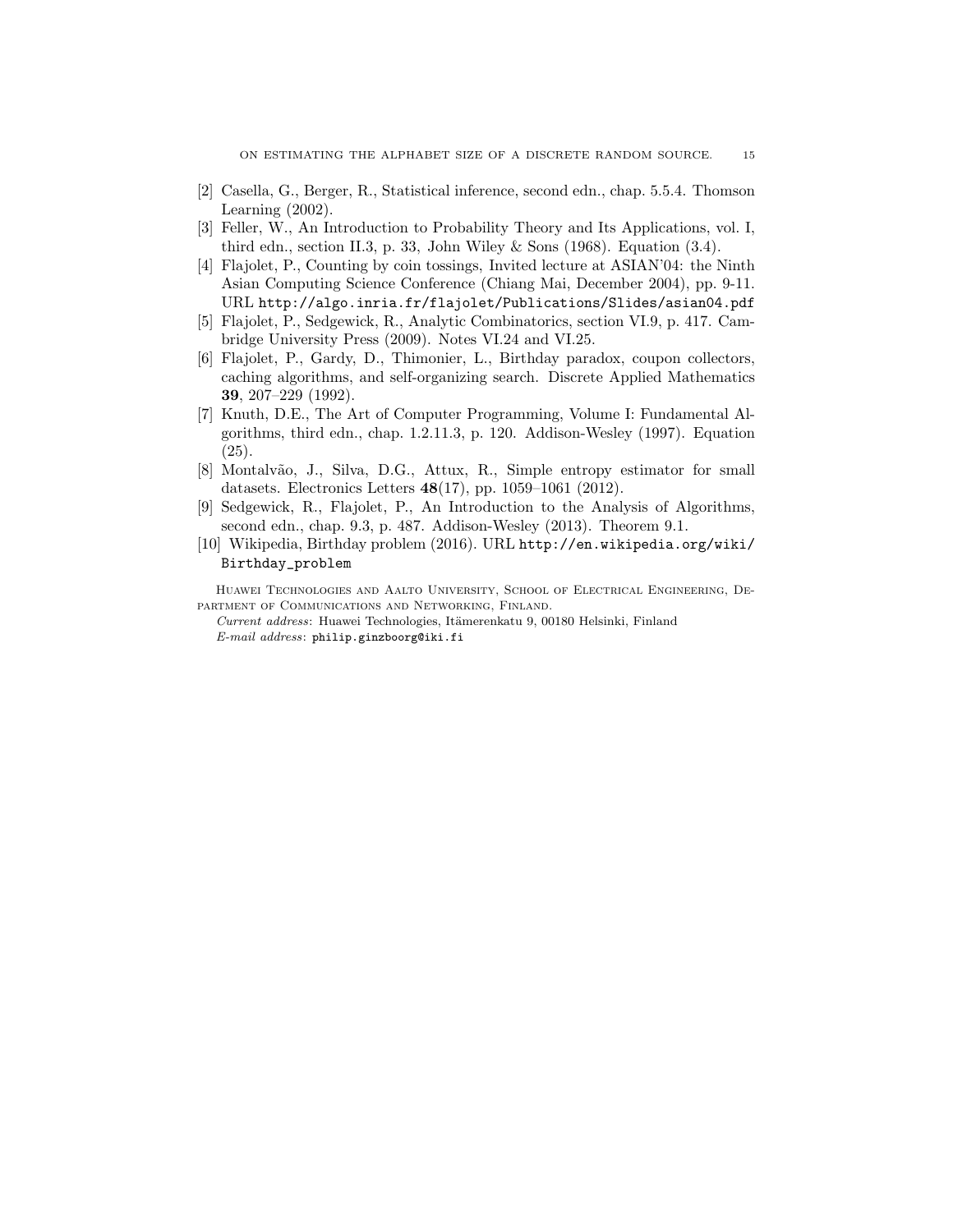[2] Casella, G., Berger, R., Statistical inference, second edn., chap. 5.5.4. Thomson Learning (2002).

[3] Feller, W., An Introduction to Probability Theory and Its Applications, vol. I, third edn., section II.3, p. 33, John Wiley & Sons (1968). Equation (3.4).

[4] Flajolet, P., Counting by coin tossings, Invited lecture at ASIAN'04: the Ninth Asian Computing Science Conference (Chiang Mai, December 2004), pp. 9-11. URL `http://algo.inria.fr/flajolet/Publications/Slides/asian04.pdf`

[5] Flajolet, P., Sedgewick, R., Analytic Combinatorics, section VI.9, p. 417. Cambridge University Press (2009). Notes VI.24 and VI.25.

[6] Flajolet, P., Gardy, D., Thimonier, L., Birthday paradox, coupon collectors, caching algorithms, and self-organizing search. Discrete Applied Mathematics **39**, 207–229 (1992).

[7] Knuth, D.E., The Art of Computer Programming, Volume I: Fundamental Algorithms, third edn., chap. 1.2.11.3, p. 120. Addison-Wesley (1997). Equation (25).

[8] Montalvão, J., Silva, D.G., Attux, R., Simple entropy estimator for small datasets. Electronics Letters **48**(17), pp. 1059–1061 (2012).

[9] Sedgewick, R., Flajolet, P., An Introduction to the Analysis of Algorithms, second edn., chap. 9.3, p. 487. Addison-Wesley (2013). Theorem 9.1.

[10] Wikipedia, Birthday problem (2016). URL `http://en.wikipedia.org/wiki/Birthday_problem`

Huawei Technologies and Aalto University, School of Electrical Engineering, Department of Communications and Networking, Finland.

*Current address*: Huawei Technologies, Itämerenkatu 9, 00180 Helsinki, Finland

*E-mail address*: `philip.ginzboorg@iki.fi`